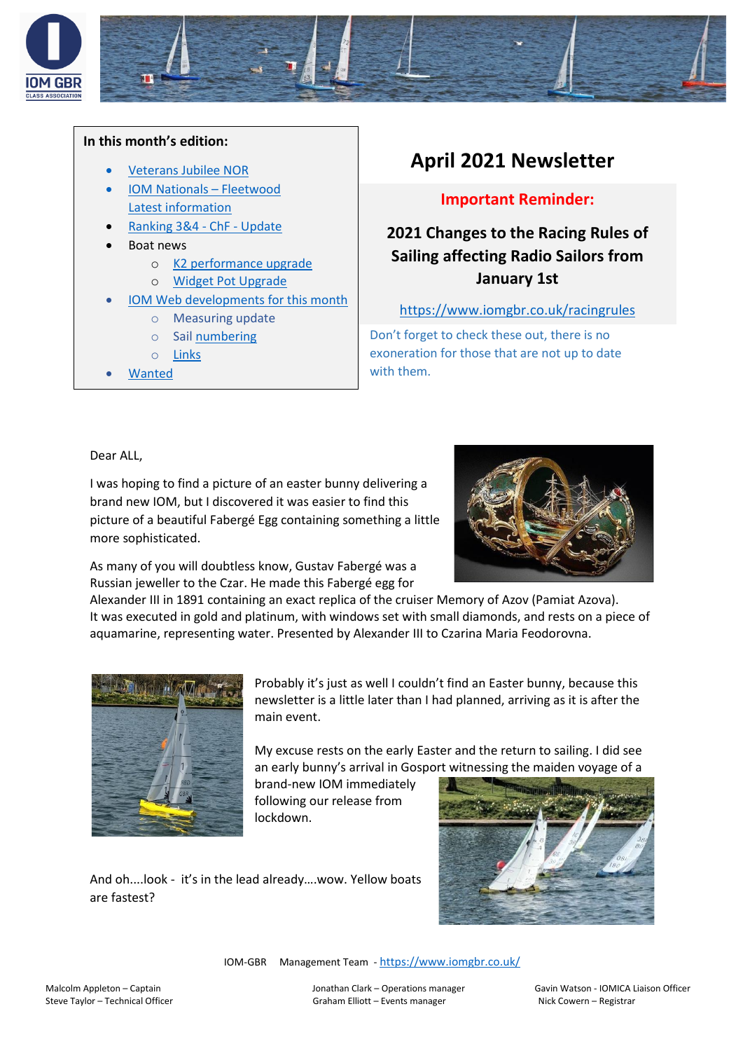# April 2021 Newsletter

**In this month's edition:**

- [Veterans Jubilee NOR]
- [IOM Nationals – Fleetwood Latest information]
- [Ranking 3&4 - ChF - Update]
- Boat news
  - [K2 performance upgrade]
  - [Widget Pot Upgrade]
- [IOM Web developments for this month]
  - Measuring update
  - Sail numbering
  - Links
- [Wanted]

## Important Reminder:

## 2021 Changes to the Racing Rules of Sailing affecting Radio Sailors from January 1st

https://www.iomgbr.co.uk/racingrules

Don't forget to check these out, there is no exoneration for those that are not up to date with them.

Dear ALL,

I was hoping to find a picture of an easter bunny delivering a brand new IOM, but I discovered it was easier to find this picture of a beautiful Fabergé Egg containing something a little more sophisticated.

As many of you will doubtless know, Gustav Fabergé was a Russian jeweller to the Czar. He made this Fabergé egg for Alexander III in 1891 containing an exact replica of the cruiser Memory of Azov (Pamiat Azova). It was executed in gold and platinum, with windows set with small diamonds, and rests on a piece of aquamarine, representing water. Presented by Alexander III to Czarina Maria Feodorovna.

Probably it's just as well I couldn't find an Easter bunny, because this newsletter is a little later than I had planned, arriving as it is after the main event.

My excuse rests on the early Easter and the return to sailing. I did see an early bunny's arrival in Gosport witnessing the maiden voyage of a brand-new IOM immediately following our release from lockdown.

And oh....look - it's in the lead already....wow. Yellow boats are fastest?

IOM-GBR Management Team - https://www.iomgbr.co.uk/

Malcolm Appleton – Captain
Steve Taylor – Technical Officer
Jonathan Clark – Operations manager
Graham Elliott – Events manager
Gavin Watson - IOMICA Liaison Officer
Nick Cowern – Registrar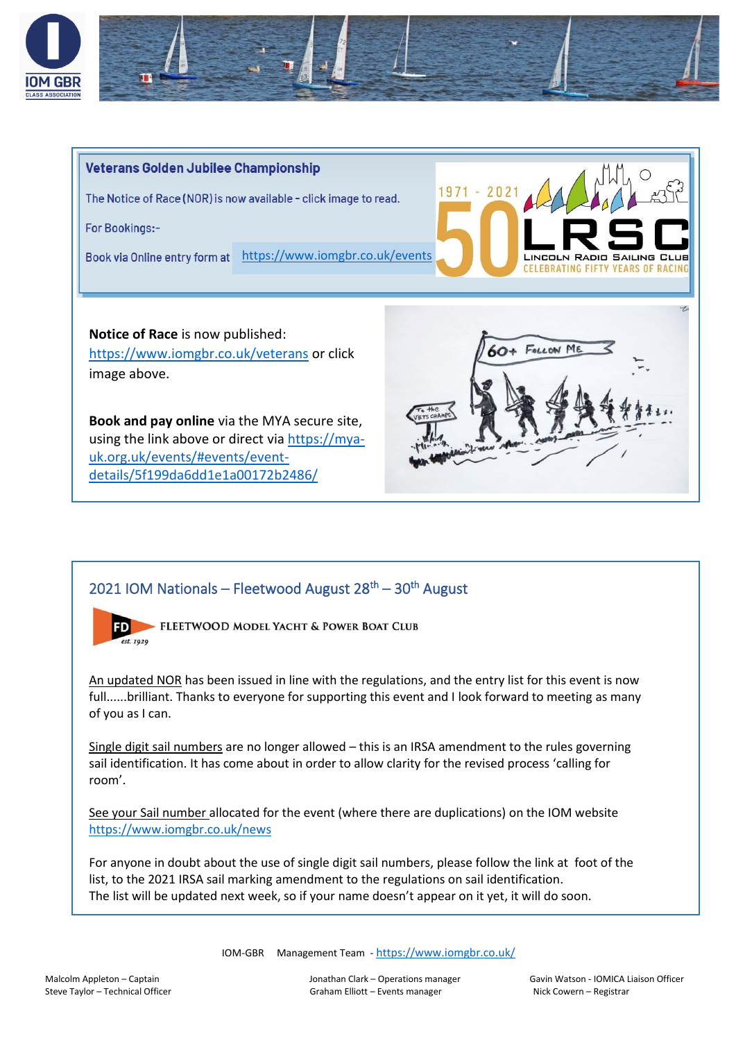## Veterans Golden Jubilee Championship

The Notice of Race (NOR) is now available - click image to read.

For Bookings:-

Book via Online entry form at https://www.iomgbr.co.uk/events

**Notice of Race** is now published: https://www.iomgbr.co.uk/veterans or click image above.

**Book and pay online** via the MYA secure site, using the link above or direct via https://mya-uk.org.uk/events/#events/event-details/5f199da6dd1e1a00172b2486/

## 2021 IOM Nationals – Fleetwood August 28th – 30th August

FLEETWOOD MODEL YACHT & POWER BOAT CLUB

An updated NOR has been issued in line with the regulations, and the entry list for this event is now full......brilliant. Thanks to everyone for supporting this event and I look forward to meeting as many of you as I can.

Single digit sail numbers are no longer allowed – this is an IRSA amendment to the rules governing sail identification. It has come about in order to allow clarity for the revised process 'calling for room'.

See your Sail number allocated for the event (where there are duplications) on the IOM website https://www.iomgbr.co.uk/news

For anyone in doubt about the use of single digit sail numbers, please follow the link at foot of the list, to the 2021 IRSA sail marking amendment to the regulations on sail identification. The list will be updated next week, so if your name doesn't appear on it yet, it will do soon.

IOM-GBR Management Team - https://www.iomgbr.co.uk/

Malcolm Appleton – Captain
Steve Taylor – Technical Officer

Jonathan Clark – Operations manager
Graham Elliott – Events manager

Gavin Watson - IOMICA Liaison Officer
Nick Cowern – Registrar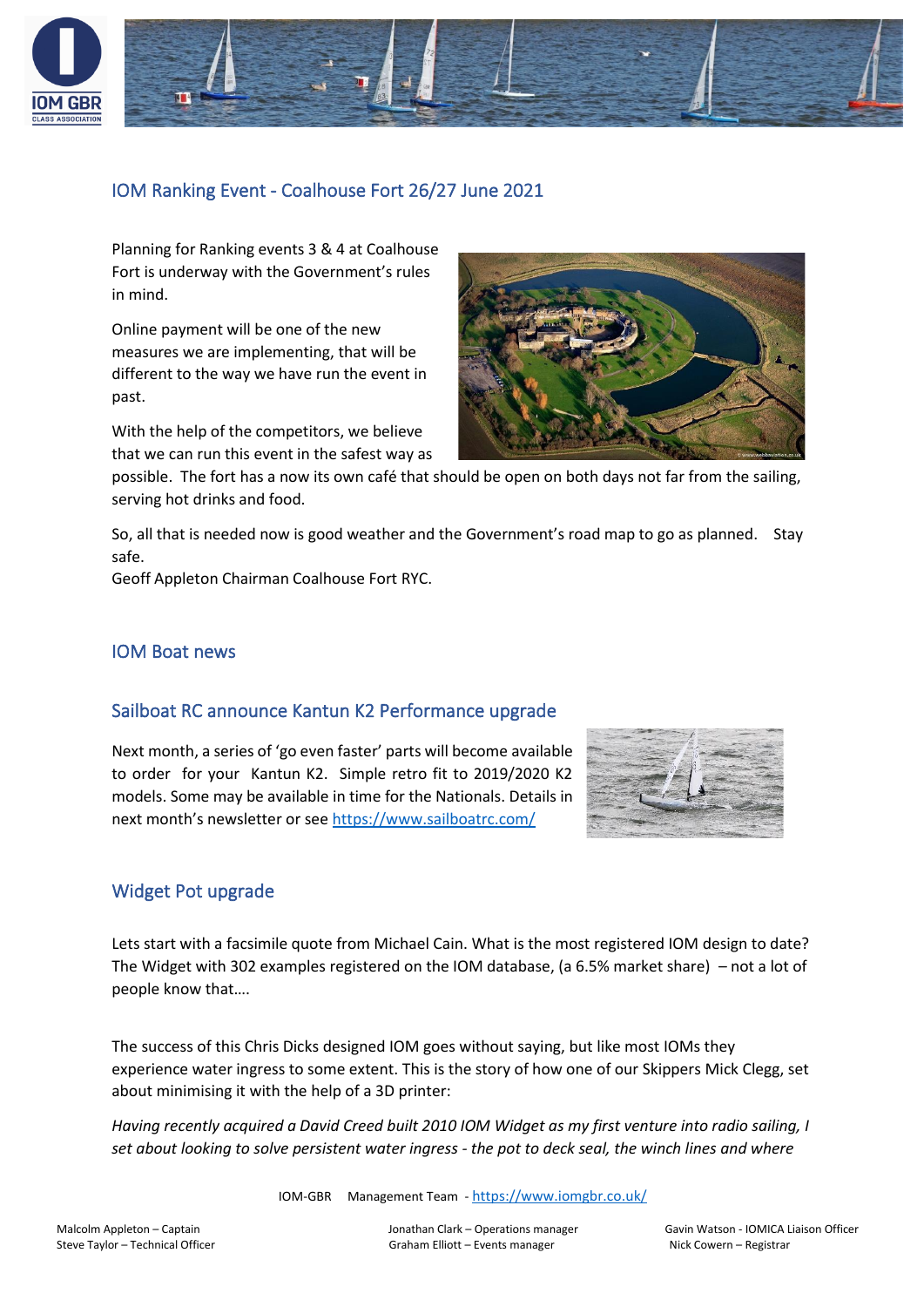## IOM Ranking Event - Coalhouse Fort 26/27 June 2021

Planning for Ranking events 3 & 4 at Coalhouse Fort is underway with the Government's rules in mind.

Online payment will be one of the new measures we are implementing, that will be different to the way we have run the event in past.

With the help of the competitors, we believe that we can run this event in the safest way as possible. The fort has a now its own café that should be open on both days not far from the sailing, serving hot drinks and food.

So, all that is needed now is good weather and the Government's road map to go as planned. Stay safe.
Geoff Appleton Chairman Coalhouse Fort RYC.

## IOM Boat news

## Sailboat RC announce Kantun K2 Performance upgrade

Next month, a series of 'go even faster' parts will become available to order for your Kantun K2. Simple retro fit to 2019/2020 K2 models. Some may be available in time for the Nationals. Details in next month's newsletter or see https://www.sailboatrc.com/

## Widget Pot upgrade

Lets start with a facsimile quote from Michael Cain. What is the most registered IOM design to date? The Widget with 302 examples registered on the IOM database, (a 6.5% market share) – not a lot of people know that….

The success of this Chris Dicks designed IOM goes without saying, but like most IOMs they experience water ingress to some extent. This is the story of how one of our Skippers Mick Clegg, set about minimising it with the help of a 3D printer:

*Having recently acquired a David Creed built 2010 IOM Widget as my first venture into radio sailing, I set about looking to solve persistent water ingress - the pot to deck seal, the winch lines and where*

IOM-GBR Management Team - https://www.iomgbr.co.uk/

Malcolm Appleton – Captain
Steve Taylor – Technical Officer
Jonathan Clark – Operations manager
Graham Elliott – Events manager
Gavin Watson - IOMICA Liaison Officer
Nick Cowern – Registrar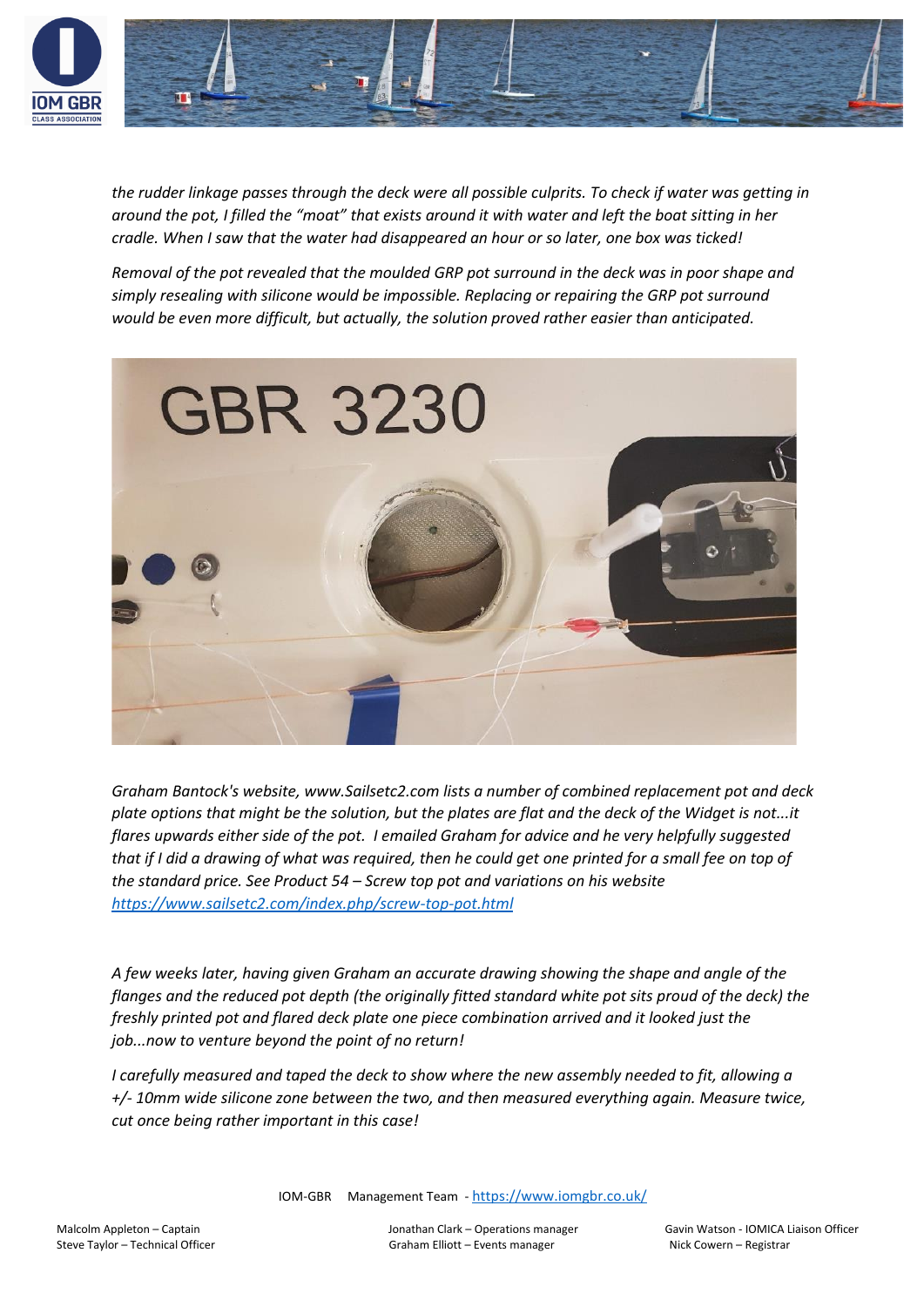*the rudder linkage passes through the deck were all possible culprits. To check if water was getting in around the pot, I filled the "moat" that exists around it with water and left the boat sitting in her cradle. When I saw that the water had disappeared an hour or so later, one box was ticked!*

*Removal of the pot revealed that the moulded GRP pot surround in the deck was in poor shape and simply resealing with silicone would be impossible. Replacing or repairing the GRP pot surround would be even more difficult, but actually, the solution proved rather easier than anticipated.*

*Graham Bantock's website, www.Sailsetc2.com lists a number of combined replacement pot and deck plate options that might be the solution, but the plates are flat and the deck of the Widget is not...it flares upwards either side of the pot. I emailed Graham for advice and he very helpfully suggested that if I did a drawing of what was required, then he could get one printed for a small fee on top of the standard price. See Product 54 – Screw top pot and variations on his website* [*https://www.sailsetc2.com/index.php/screw-top-pot.html*](https://www.sailsetc2.com/index.php/screw-top-pot.html)

*A few weeks later, having given Graham an accurate drawing showing the shape and angle of the flanges and the reduced pot depth (the originally fitted standard white pot sits proud of the deck) the freshly printed pot and flared deck plate one piece combination arrived and it looked just the job...now to venture beyond the point of no return!*

*I carefully measured and taped the deck to show where the new assembly needed to fit, allowing a +/- 10mm wide silicone zone between the two, and then measured everything again. Measure twice, cut once being rather important in this case!*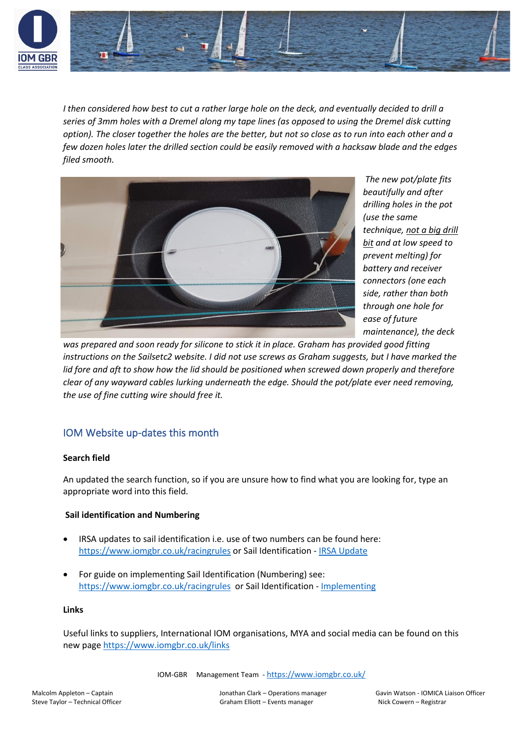*I then considered how best to cut a rather large hole on the deck, and eventually decided to drill a series of 3mm holes with a Dremel along my tape lines (as opposed to using the Dremel disk cutting option). The closer together the holes are the better, but not so close as to run into each other and a few dozen holes later the drilled section could be easily removed with a hacksaw blade and the edges filed smooth.*

*The new pot/plate fits beautifully and after drilling holes in the pot (use the same technique, not a big drill bit and at low speed to prevent melting) for battery and receiver connectors (one each side, rather than both through one hole for ease of future maintenance), the deck was prepared and soon ready for silicone to stick it in place. Graham has provided good fitting instructions on the Sailsetc2 website. I did not use screws as Graham suggests, but I have marked the lid fore and aft to show how the lid should be positioned when screwed down properly and therefore clear of any wayward cables lurking underneath the edge. Should the pot/plate ever need removing, the use of fine cutting wire should free it.*

## IOM Website up-dates this month

**Search field**

An updated the search function, so if you are unsure how to find what you are looking for, type an appropriate word into this field.

**Sail identification and Numbering**

- IRSA updates to sail identification i.e. use of two numbers can be found here: https://www.iomgbr.co.uk/racingrules or Sail Identification - IRSA Update
- For guide on implementing Sail Identification (Numbering) see: https://www.iomgbr.co.uk/racingrules or Sail Identification - Implementing

**Links**

Useful links to suppliers, International IOM organisations, MYA and social media can be found on this new page https://www.iomgbr.co.uk/links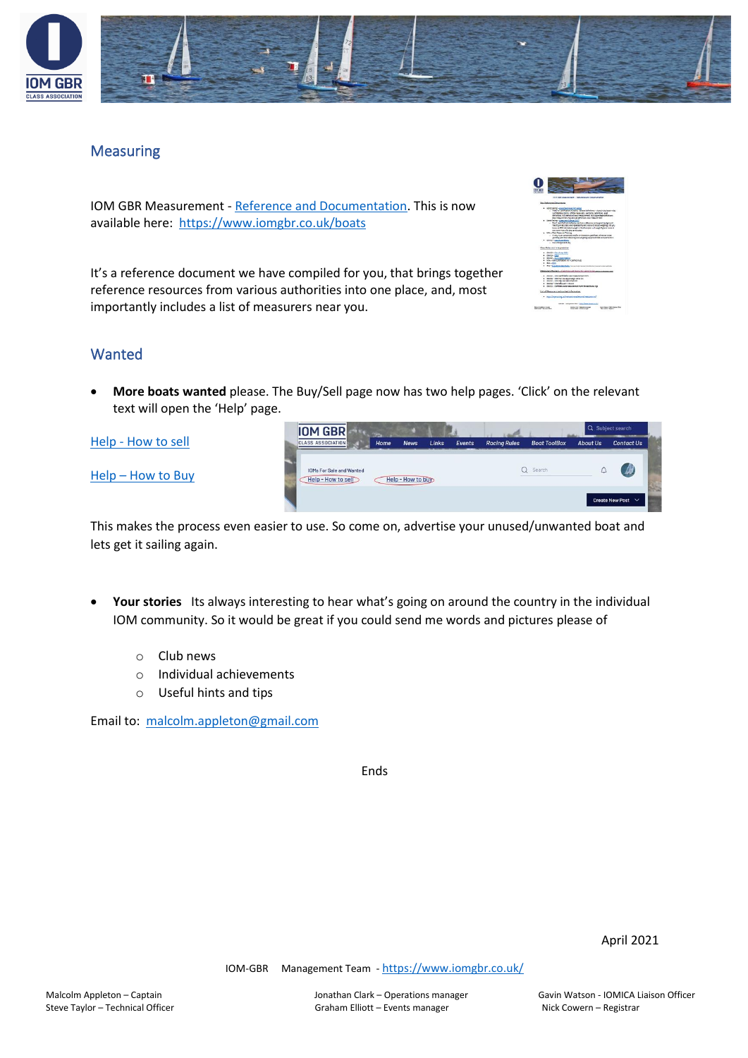## Measuring

IOM GBR Measurement - Reference and Documentation. This is now available here: https://www.iomgbr.co.uk/boats

It's a reference document we have compiled for you, that brings together reference resources from various authorities into one place, and, most importantly includes a list of measurers near you.

## Wanted

- **More boats wanted** please. The Buy/Sell page now has two help pages. 'Click' on the relevant text will open the 'Help' page.

Help - How to sell

Help – How to Buy

This makes the process even easier to use. So come on, advertise your unused/unwanted boat and lets get it sailing again.

- **Your stories** Its always interesting to hear what's going on around the country in the individual IOM community. So it would be great if you could send me words and pictures please of
  - Club news
  - Individual achievements
  - Useful hints and tips

Email to: malcolm.appleton@gmail.com

Ends

April 2021

IOM-GBR Management Team - https://www.iomgbr.co.uk/

Malcolm Appleton – Captain
Steve Taylor – Technical Officer

Jonathan Clark – Operations manager
Graham Elliott – Events manager

Gavin Watson - IOMICA Liaison Officer
Nick Cowern – Registrar